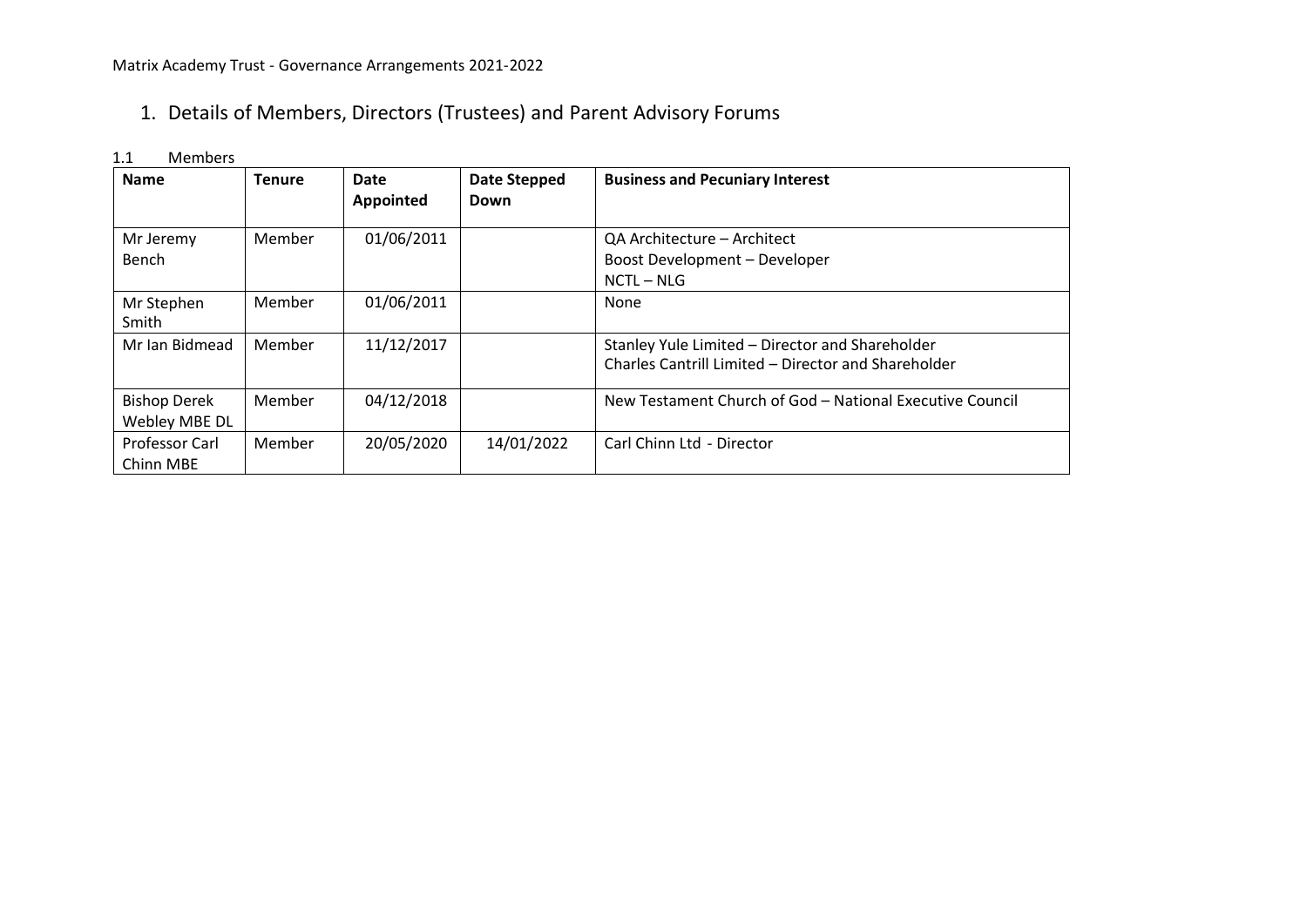Matrix Academy Trust - Governance Arrangements 2021-2022

# 1. Details of Members, Directors (Trustees) and Parent Advisory Forums

## 1.1 Members

| Name | Tenure | Date Appointed | Date Stepped Down | Business and Pecuniary Interest |
|---|---|---|---|---|
| Mr Jeremy Bench | Member | 01/06/2011 | | QA Architecture – Architect<br>Boost Development – Developer<br>NCTL – NLG |
| Mr Stephen Smith | Member | 01/06/2011 | | None |
| Mr Ian Bidmead | Member | 11/12/2017 | | Stanley Yule Limited – Director and Shareholder<br>Charles Cantrill Limited – Director and Shareholder |
| Bishop Derek Webley MBE DL | Member | 04/12/2018 | | New Testament Church of God – National Executive Council |
| Professor Carl Chinn MBE | Member | 20/05/2020 | 14/01/2022 | Carl Chinn Ltd - Director |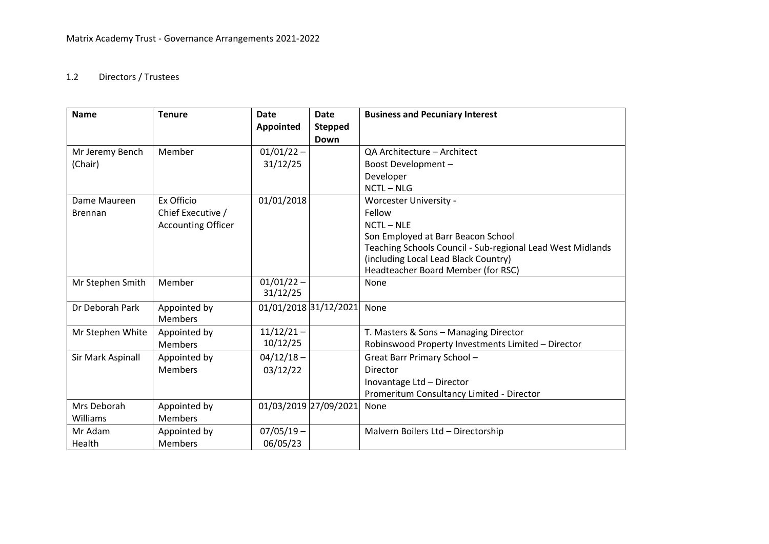Matrix Academy Trust - Governance Arrangements 2021-2022

## 1.2 Directors / Trustees

| Name | Tenure | Date Appointed | Date Stepped Down | Business and Pecuniary Interest |
|---|---|---|---|---|
| Mr Jeremy Bench (Chair) | Member | 01/01/22 – 31/12/25 | | QA Architecture – Architect<br>Boost Development – Developer<br>NCTL – NLG |
| Dame Maureen Brennan | Ex Officio Chief Executive / Accounting Officer | 01/01/2018 | | Worcester University - Fellow<br>NCTL – NLE<br>Son Employed at Barr Beacon School<br>Teaching Schools Council - Sub-regional Lead West Midlands (including Local Lead Black Country)<br>Headteacher Board Member (for RSC) |
| Mr Stephen Smith | Member | 01/01/22 – 31/12/25 | | None |
| Dr Deborah Park | Appointed by Members | 01/01/2018 | 31/12/2021 | None |
| Mr Stephen White | Appointed by Members | 11/12/21 – 10/12/25 | | T. Masters & Sons – Managing Director<br>Robinswood Property Investments Limited – Director |
| Sir Mark Aspinall | Appointed by Members | 04/12/18 – 03/12/22 | | Great Barr Primary School – Director<br>Inovantage Ltd – Director<br>Promeritum Consultancy Limited - Director |
| Mrs Deborah Williams | Appointed by Members | 01/03/2019 | 27/09/2021 | None |
| Mr Adam Health | Appointed by Members | 07/05/19 – 06/05/23 | | Malvern Boilers Ltd – Directorship |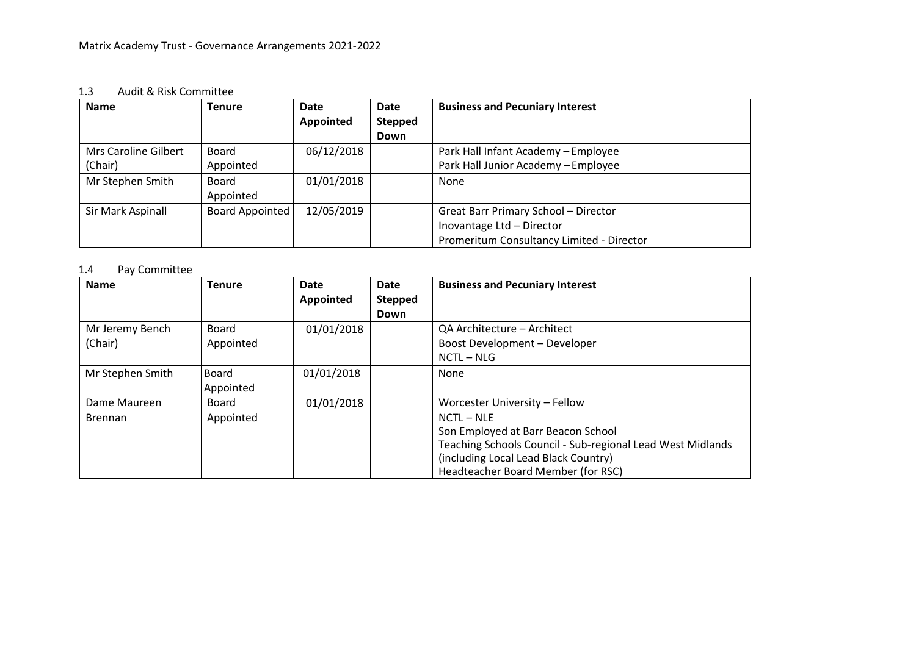### 1.3 Audit & Risk Committee

| Name | Tenure | Date Appointed | Date Stepped Down | Business and Pecuniary Interest |
|---|---|---|---|---|
| Mrs Caroline Gilbert (Chair) | Board Appointed | 06/12/2018 | | Park Hall Infant Academy – Employee<br>Park Hall Junior Academy – Employee |
| Mr Stephen Smith | Board Appointed | 01/01/2018 | | None |
| Sir Mark Aspinall | Board Appointed | 12/05/2019 | | Great Barr Primary School – Director<br>Inovantage Ltd – Director<br>Promeritum Consultancy Limited - Director |

### 1.4 Pay Committee

| Name | Tenure | Date Appointed | Date Stepped Down | Business and Pecuniary Interest |
|---|---|---|---|---|
| Mr Jeremy Bench (Chair) | Board Appointed | 01/01/2018 | | QA Architecture – Architect<br>Boost Development – Developer<br>NCTL – NLG |
| Mr Stephen Smith | Board Appointed | 01/01/2018 | | None |
| Dame Maureen Brennan | Board Appointed | 01/01/2018 | | Worcester University – Fellow<br>NCTL – NLE<br>Son Employed at Barr Beacon School<br>Teaching Schools Council - Sub-regional Lead West Midlands (including Local Lead Black Country)<br>Headteacher Board Member (for RSC) |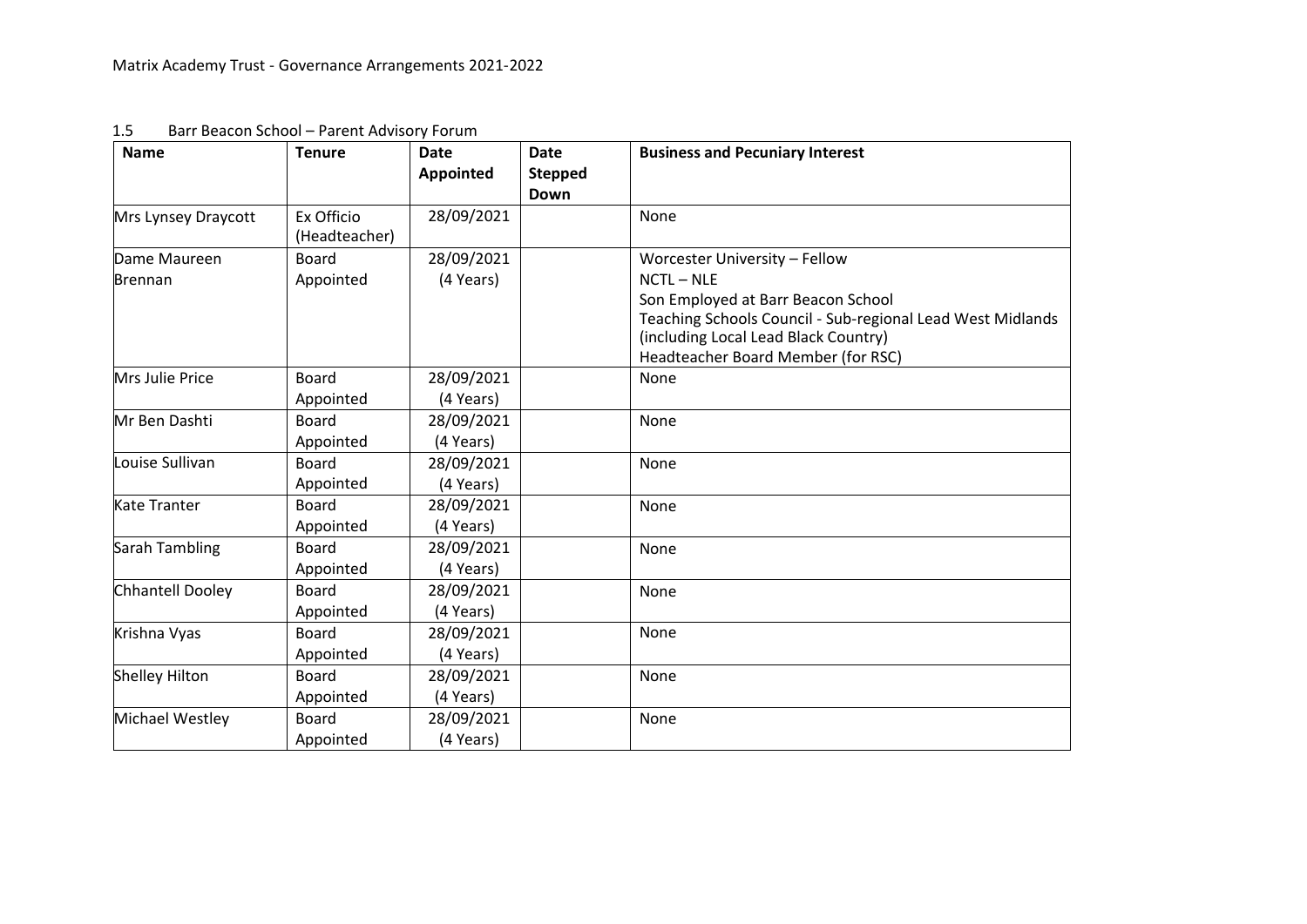## 1.5 Barr Beacon School – Parent Advisory Forum

| Name | Tenure | Date Appointed | Date Stepped Down | Business and Pecuniary Interest |
|---|---|---|---|---|
| Mrs Lynsey Draycott | Ex Officio (Headteacher) | 28/09/2021 | | None |
| Dame Maureen Brennan | Board Appointed | 28/09/2021 (4 Years) | | Worcester University – Fellow<br>NCTL – NLE<br>Son Employed at Barr Beacon School<br>Teaching Schools Council - Sub-regional Lead West Midlands (including Local Lead Black Country)<br>Headteacher Board Member (for RSC) |
| Mrs Julie Price | Board Appointed | 28/09/2021 (4 Years) | | None |
| Mr Ben Dashti | Board Appointed | 28/09/2021 (4 Years) | | None |
| Louise Sullivan | Board Appointed | 28/09/2021 (4 Years) | | None |
| Kate Tranter | Board Appointed | 28/09/2021 (4 Years) | | None |
| Sarah Tambling | Board Appointed | 28/09/2021 (4 Years) | | None |
| Chhantell Dooley | Board Appointed | 28/09/2021 (4 Years) | | None |
| Krishna Vyas | Board Appointed | 28/09/2021 (4 Years) | | None |
| Shelley Hilton | Board Appointed | 28/09/2021 (4 Years) | | None |
| Michael Westley | Board Appointed | 28/09/2021 (4 Years) | | None |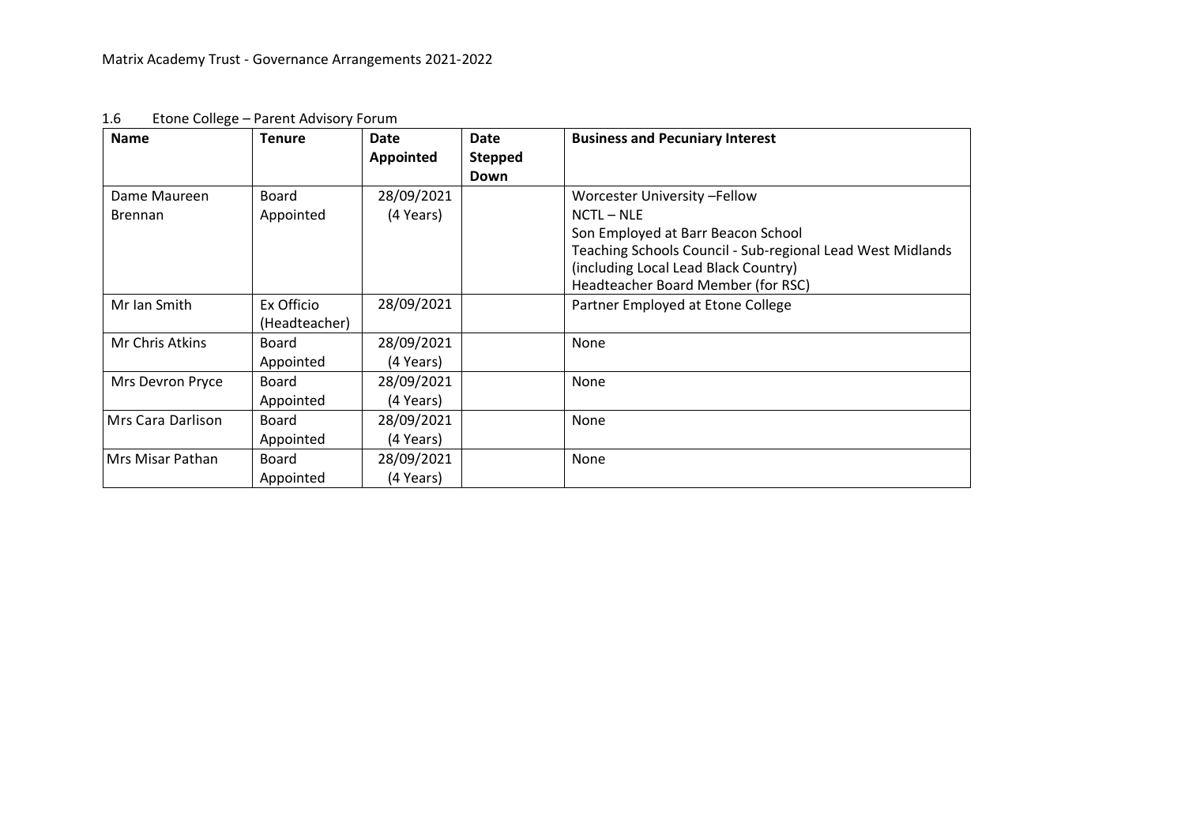### 1.6 Etone College – Parent Advisory Forum

| Name | Tenure | Date Appointed | Date Stepped Down | Business and Pecuniary Interest |
|---|---|---|---|---|
| Dame Maureen Brennan | Board Appointed | 28/09/2021 (4 Years) | | Worcester University –Fellow<br>NCTL – NLE<br>Son Employed at Barr Beacon School<br>Teaching Schools Council - Sub-regional Lead West Midlands (including Local Lead Black Country)<br>Headteacher Board Member (for RSC) |
| Mr Ian Smith | Ex Officio (Headteacher) | 28/09/2021 | | Partner Employed at Etone College |
| Mr Chris Atkins | Board Appointed | 28/09/2021 (4 Years) | | None |
| Mrs Devron Pryce | Board Appointed | 28/09/2021 (4 Years) | | None |
| Mrs Cara Darlison | Board Appointed | 28/09/2021 (4 Years) | | None |
| Mrs Misar Pathan | Board Appointed | 28/09/2021 (4 Years) | | None |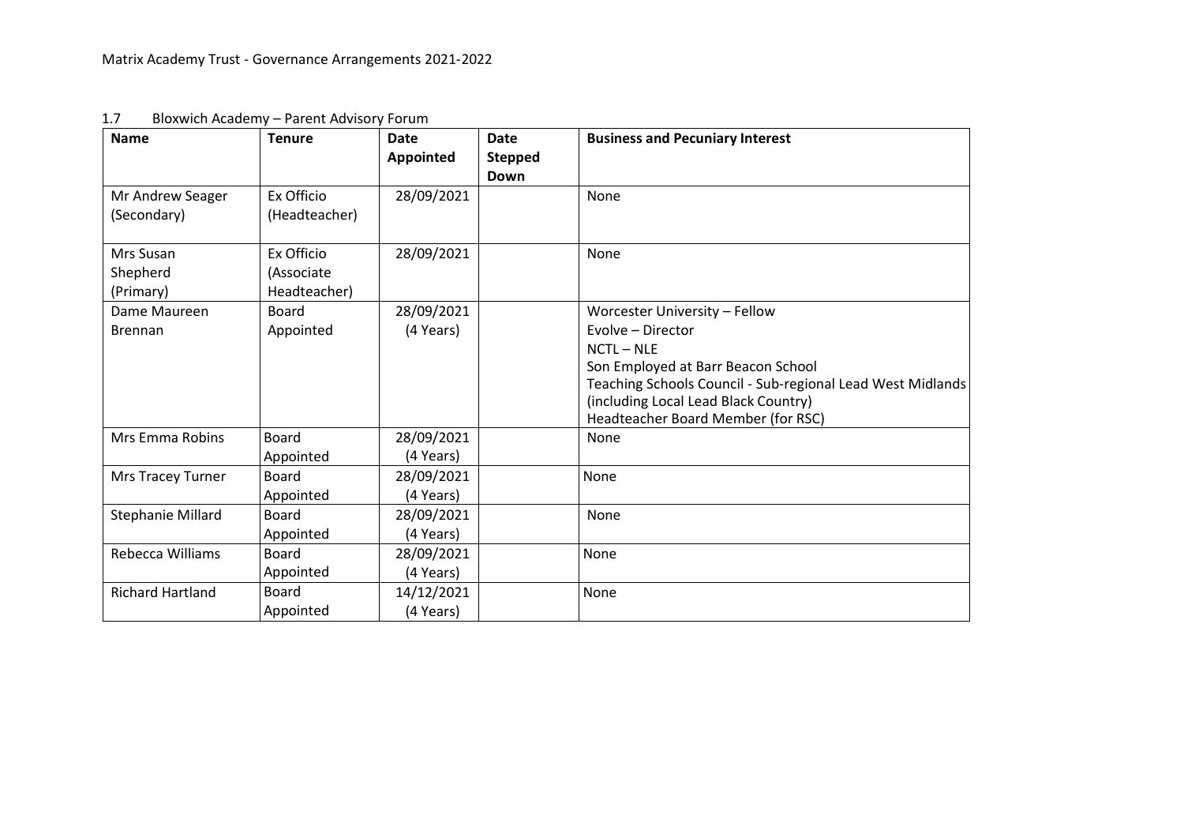Matrix Academy Trust - Governance Arrangements 2021-2022

1.7 Bloxwich Academy – Parent Advisory Forum

| Name | Tenure | Date Appointed | Date Stepped Down | Business and Pecuniary Interest |
|---|---|---|---|---|
| Mr Andrew Seager (Secondary) | Ex Officio (Headteacher) | 28/09/2021 | | None |
| Mrs Susan Shepherd (Primary) | Ex Officio (Associate Headteacher) | 28/09/2021 | | None |
| Dame Maureen Brennan | Board Appointed | 28/09/2021 (4 Years) | | Worcester University – Fellow<br>Evolve – Director<br>NCTL – NLE<br>Son Employed at Barr Beacon School<br>Teaching Schools Council - Sub-regional Lead West Midlands (including Local Lead Black Country)<br>Headteacher Board Member (for RSC) |
| Mrs Emma Robins | Board Appointed | 28/09/2021 (4 Years) | | None |
| Mrs Tracey Turner | Board Appointed | 28/09/2021 (4 Years) | | None |
| Stephanie Millard | Board Appointed | 28/09/2021 (4 Years) | | None |
| Rebecca Williams | Board Appointed | 28/09/2021 (4 Years) | | None |
| Richard Hartland | Board Appointed | 14/12/2021 (4 Years) | | None |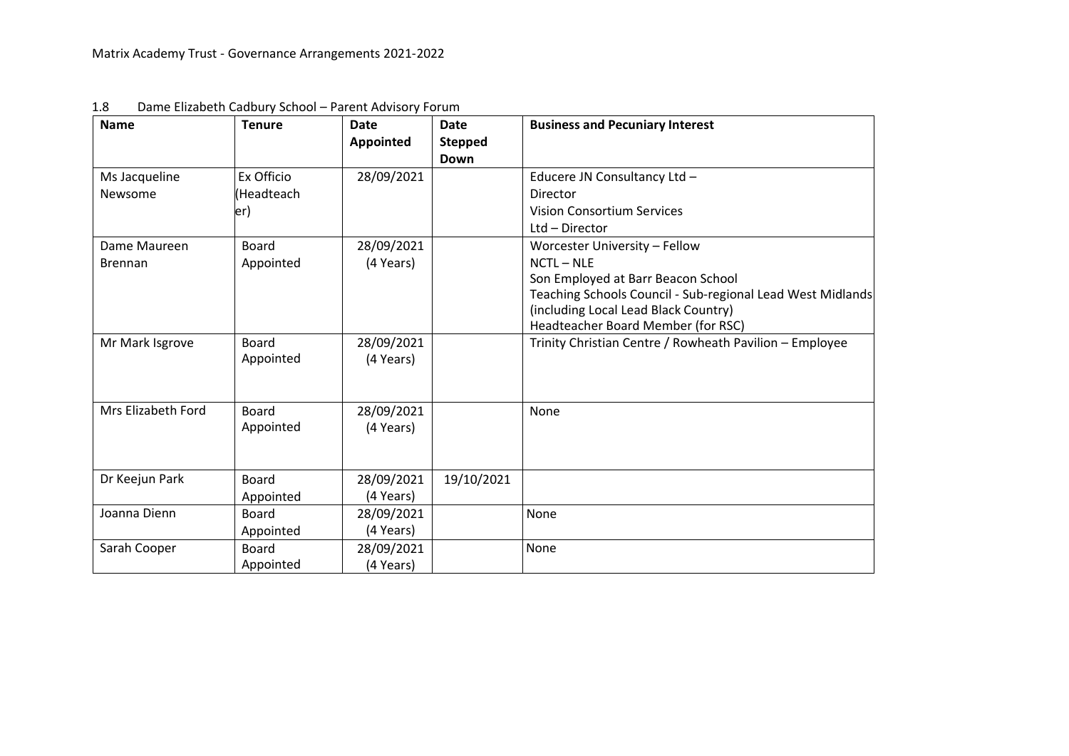Matrix Academy Trust - Governance Arrangements 2021-2022

1.8 Dame Elizabeth Cadbury School – Parent Advisory Forum

| Name | Tenure | Date Appointed | Date Stepped Down | Business and Pecuniary Interest |
|---|---|---|---|---|
| Ms Jacqueline Newsome | Ex Officio (Headteacher) | 28/09/2021 | | Educere JN Consultancy Ltd – Director<br>Vision Consortium Services Ltd – Director |
| Dame Maureen Brennan | Board Appointed | 28/09/2021 (4 Years) | | Worcester University – Fellow<br>NCTL – NLE<br>Son Employed at Barr Beacon School<br>Teaching Schools Council - Sub-regional Lead West Midlands (including Local Lead Black Country)<br>Headteacher Board Member (for RSC) |
| Mr Mark Isgrove | Board Appointed | 28/09/2021 (4 Years) | | Trinity Christian Centre / Rowheath Pavilion – Employee |
| Mrs Elizabeth Ford | Board Appointed | 28/09/2021 (4 Years) | | None |
| Dr Keejun Park | Board Appointed | 28/09/2021 (4 Years) | 19/10/2021 | |
| Joanna Dienn | Board Appointed | 28/09/2021 (4 Years) | | None |
| Sarah Cooper | Board Appointed | 28/09/2021 (4 Years) | | None |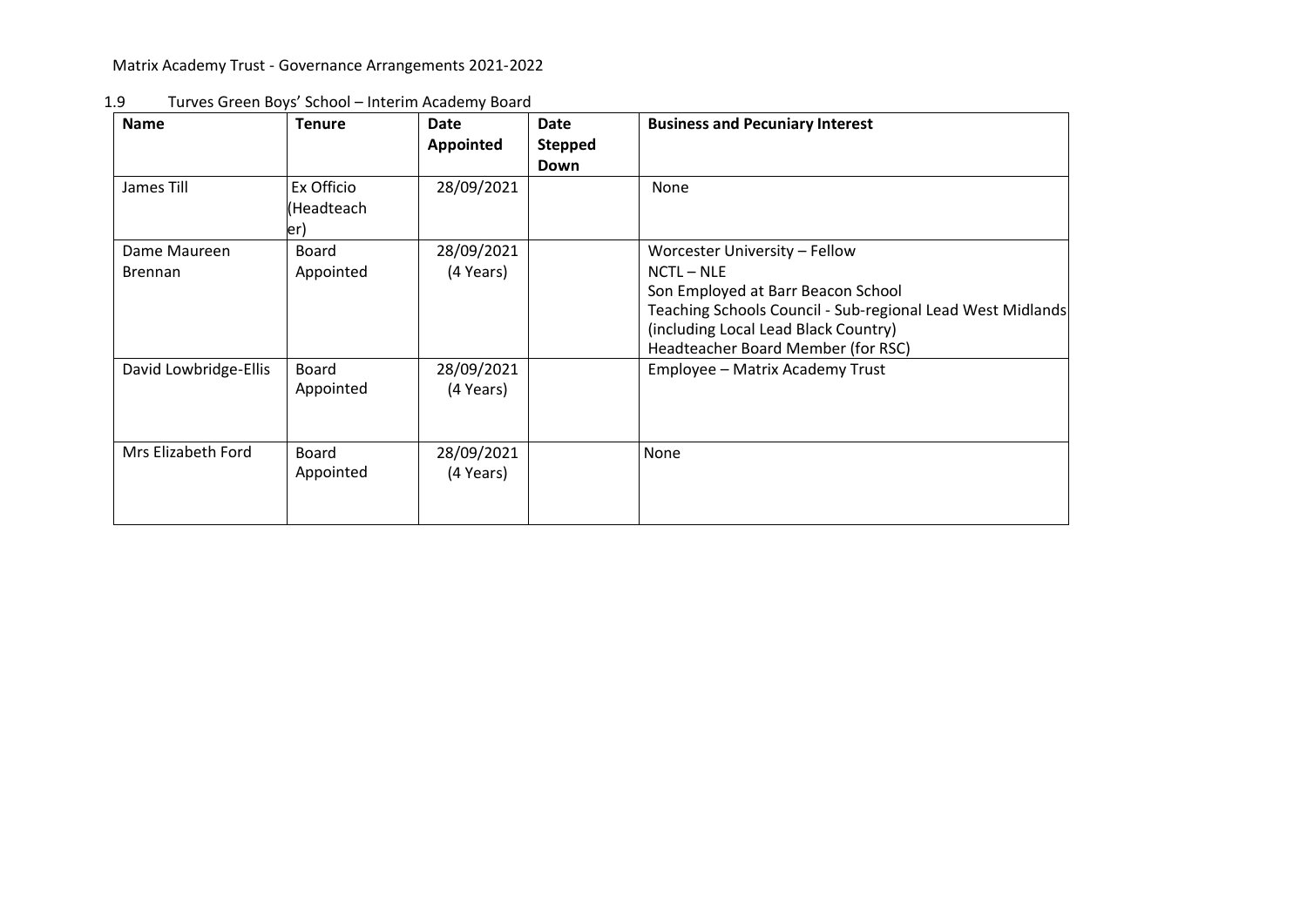Matrix Academy Trust - Governance Arrangements 2021-2022

1.9 Turves Green Boys' School – Interim Academy Board

| Name | Tenure | Date Appointed | Date Stepped Down | Business and Pecuniary Interest |
|---|---|---|---|---|
| James Till | Ex Officio (Headteacher) | 28/09/2021 | | None |
| Dame Maureen Brennan | Board Appointed | 28/09/2021 (4 Years) | | Worcester University – Fellow<br>NCTL – NLE<br>Son Employed at Barr Beacon School<br>Teaching Schools Council - Sub-regional Lead West Midlands (including Local Lead Black Country)<br>Headteacher Board Member (for RSC) |
| David Lowbridge-Ellis | Board Appointed | 28/09/2021 (4 Years) | | Employee – Matrix Academy Trust |
| Mrs Elizabeth Ford | Board Appointed | 28/09/2021 (4 Years) | | None |